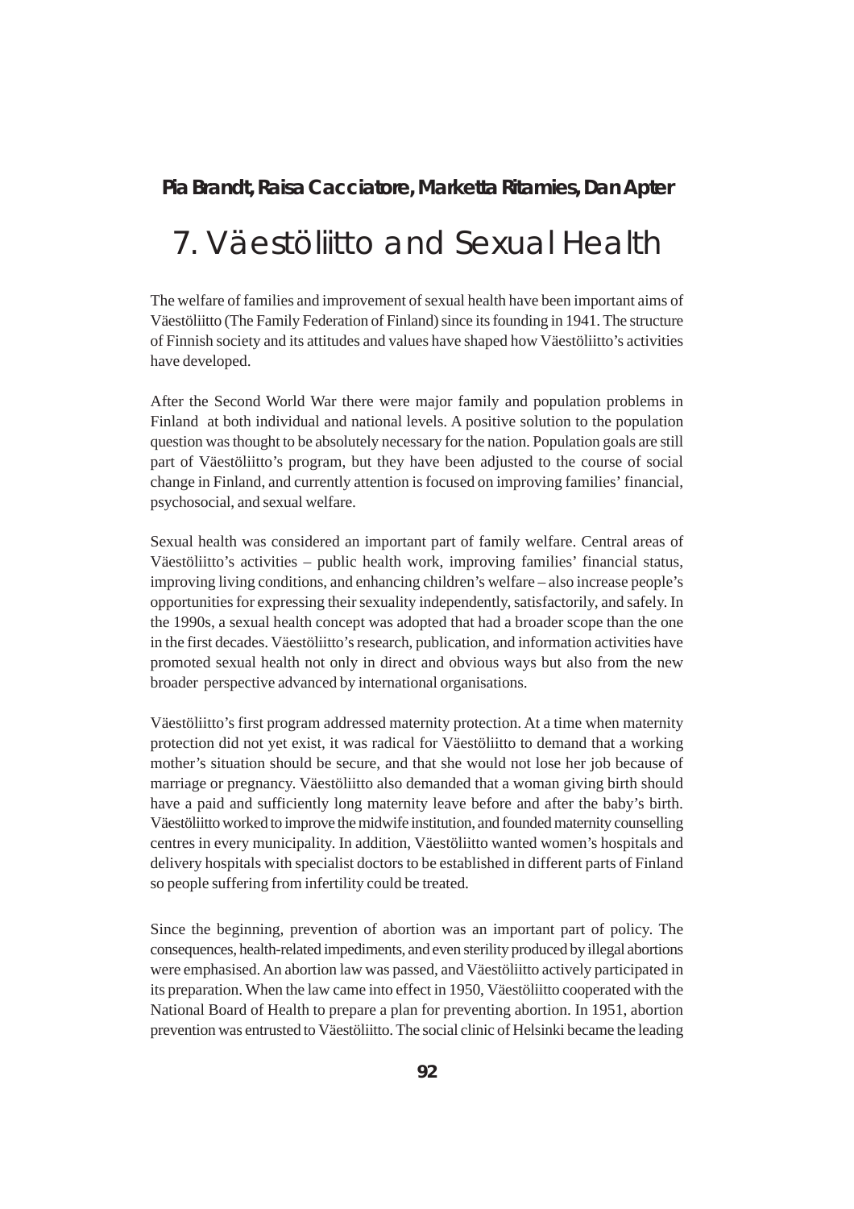**Pia Brandt, Raisa Cacciatore, Marketta Ritamies, Dan Apter**

# 7. Väestöliitto and Sexual Health

The welfare of families and improvement of sexual health have been important aims of Väestöliitto (The Family Federation of Finland) since its founding in 1941. The structure of Finnish society and its attitudes and values have shaped how Väestöliitto's activities have developed.

After the Second World War there were major family and population problems in Finland at both individual and national levels. A positive solution to the population question was thought to be absolutely necessary for the nation. Population goals are still part of Väestöliitto's program, but they have been adjusted to the course of social change in Finland, and currently attention is focused on improving families' financial, psychosocial, and sexual welfare.

Sexual health was considered an important part of family welfare. Central areas of Väestöliitto's activities – public health work, improving families' financial status, improving living conditions, and enhancing children's welfare – also increase people's opportunities for expressing their sexuality independently, satisfactorily, and safely. In the 1990s, a sexual health concept was adopted that had a broader scope than the one in the first decades. Väestöliitto's research, publication, and information activities have promoted sexual health not only in direct and obvious ways but also from the new broader perspective advanced by international organisations.

Väestöliitto's first program addressed maternity protection. At a time when maternity protection did not yet exist, it was radical for Väestöliitto to demand that a working mother's situation should be secure, and that she would not lose her job because of marriage or pregnancy. Väestöliitto also demanded that a woman giving birth should have a paid and sufficiently long maternity leave before and after the baby's birth. Väestöliitto worked to improve the midwife institution, and founded maternity counselling centres in every municipality. In addition, Väestöliitto wanted women's hospitals and delivery hospitals with specialist doctors to be established in different parts of Finland so people suffering from infertility could be treated.

Since the beginning, prevention of abortion was an important part of policy. The consequences, health-related impediments, and even sterility produced by illegal abortions were emphasised. An abortion law was passed, and Väestöliitto actively participated in its preparation. When the law came into effect in 1950, Väestöliitto cooperated with the National Board of Health to prepare a plan for preventing abortion. In 1951, abortion prevention was entrusted to Väestöliitto. The social clinic of Helsinki became the leading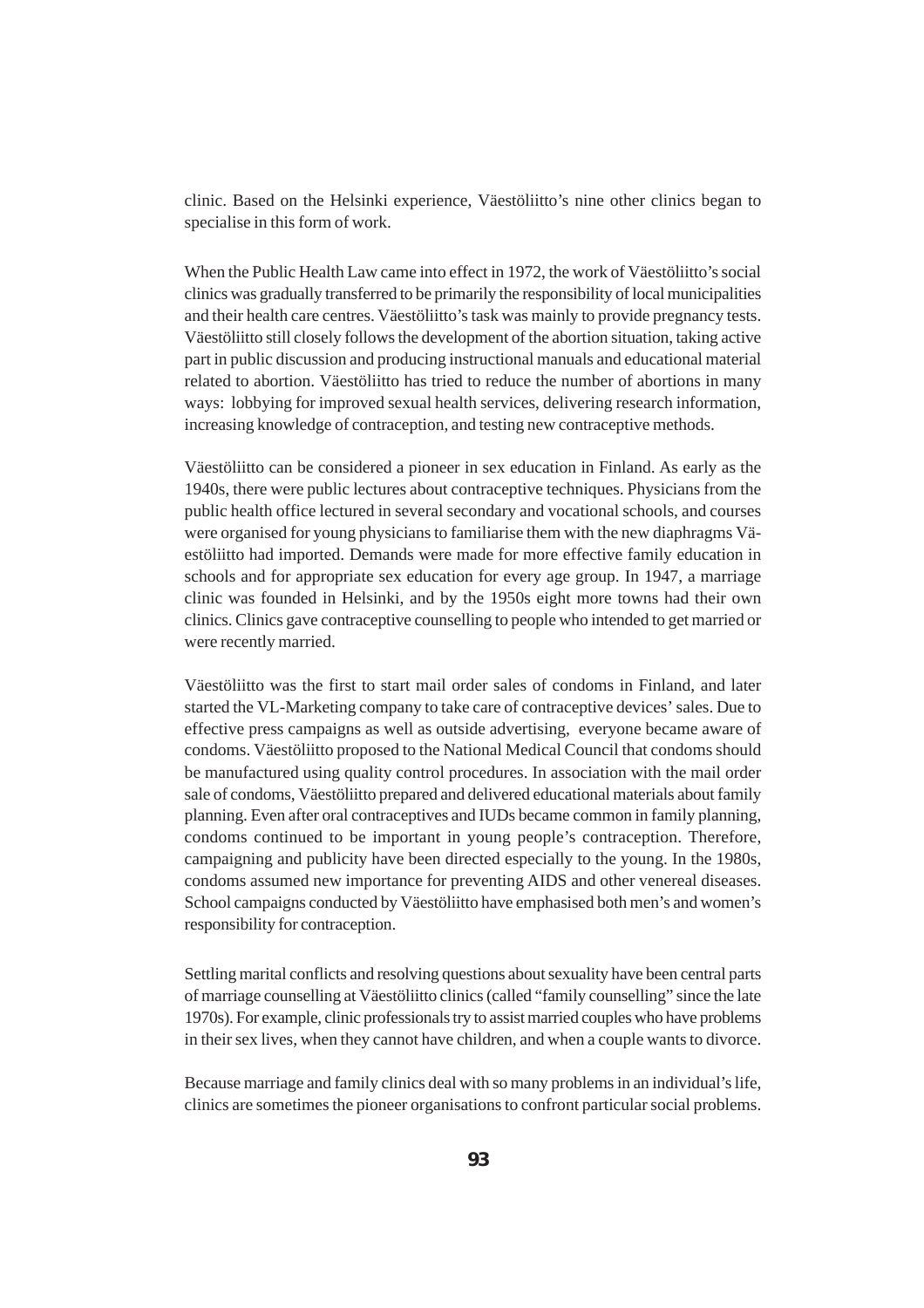clinic. Based on the Helsinki experience, Väestöliitto's nine other clinics began to specialise in this form of work.

When the Public Health Law came into effect in 1972, the work of Väestöliitto's social clinics was gradually transferred to be primarily the responsibility of local municipalities and their health care centres. Väestöliitto's task was mainly to provide pregnancy tests. Väestöliitto still closely follows the development of the abortion situation, taking active part in public discussion and producing instructional manuals and educational material related to abortion. Väestöliitto has tried to reduce the number of abortions in many ways: lobbying for improved sexual health services, delivering research information, increasing knowledge of contraception, and testing new contraceptive methods.

Väestöliitto can be considered a pioneer in sex education in Finland. As early as the 1940s, there were public lectures about contraceptive techniques. Physicians from the public health office lectured in several secondary and vocational schools, and courses were organised for young physicians to familiarise them with the new diaphragms Väestöliitto had imported. Demands were made for more effective family education in schools and for appropriate sex education for every age group. In 1947, a marriage clinic was founded in Helsinki, and by the 1950s eight more towns had their own clinics. Clinics gave contraceptive counselling to people who intended to get married or were recently married.

Väestöliitto was the first to start mail order sales of condoms in Finland, and later started the VL-Marketing company to take care of contraceptive devices' sales. Due to effective press campaigns as well as outside advertising, everyone became aware of condoms. Väestöliitto proposed to the National Medical Council that condoms should be manufactured using quality control procedures. In association with the mail order sale of condoms, Väestöliitto prepared and delivered educational materials about family planning. Even after oral contraceptives and IUDs became common in family planning, condoms continued to be important in young people's contraception. Therefore, campaigning and publicity have been directed especially to the young. In the 1980s, condoms assumed new importance for preventing AIDS and other venereal diseases. School campaigns conducted by Väestöliitto have emphasised both men's and women's responsibility for contraception.

Settling marital conflicts and resolving questions about sexuality have been central parts of marriage counselling at Väestöliitto clinics (called "family counselling" since the late 1970s). For example, clinic professionals try to assist married couples who have problems in their sex lives, when they cannot have children, and when a couple wants to divorce.

Because marriage and family clinics deal with so many problems in an individual's life, clinics are sometimes the pioneer organisations to confront particular social problems.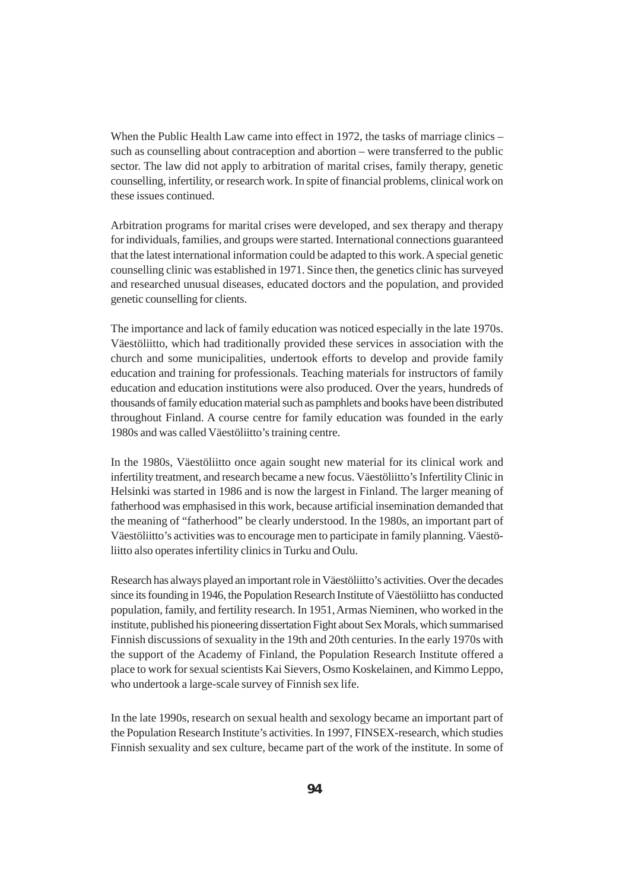When the Public Health Law came into effect in 1972, the tasks of marriage clinics – such as counselling about contraception and abortion – were transferred to the public sector. The law did not apply to arbitration of marital crises, family therapy, genetic counselling, infertility, or research work. In spite of financial problems, clinical work on these issues continued.

Arbitration programs for marital crises were developed, and sex therapy and therapy for individuals, families, and groups were started. International connections guaranteed that the latest international information could be adapted to this work. A special genetic counselling clinic was established in 1971. Since then, the genetics clinic has surveyed and researched unusual diseases, educated doctors and the population, and provided genetic counselling for clients.

The importance and lack of family education was noticed especially in the late 1970s. Väestöliitto, which had traditionally provided these services in association with the church and some municipalities, undertook efforts to develop and provide family education and training for professionals. Teaching materials for instructors of family education and education institutions were also produced. Over the years, hundreds of thousands of family education material such as pamphlets and books have been distributed throughout Finland. A course centre for family education was founded in the early 1980s and was called Väestöliitto's training centre.

In the 1980s, Väestöliitto once again sought new material for its clinical work and infertility treatment, and research became a new focus. Väestöliitto's Infertility Clinic in Helsinki was started in 1986 and is now the largest in Finland. The larger meaning of fatherhood was emphasised in this work, because artificial insemination demanded that the meaning of "fatherhood" be clearly understood. In the 1980s, an important part of Väestöliitto's activities was to encourage men to participate in family planning. Väestöliitto also operates infertility clinics in Turku and Oulu.

Research has always played an important role in Väestöliitto's activities. Over the decades since its founding in 1946, the Population Research Institute of Väestöliitto has conducted population, family, and fertility research. In 1951, Armas Nieminen, who worked in the institute, published his pioneering dissertation Fight about Sex Morals, which summarised Finnish discussions of sexuality in the 19th and 20th centuries. In the early 1970s with the support of the Academy of Finland, the Population Research Institute offered a place to work for sexual scientists Kai Sievers, Osmo Koskelainen, and Kimmo Leppo, who undertook a large-scale survey of Finnish sex life.

In the late 1990s, research on sexual health and sexology became an important part of the Population Research Institute's activities. In 1997, FINSEX-research, which studies Finnish sexuality and sex culture, became part of the work of the institute. In some of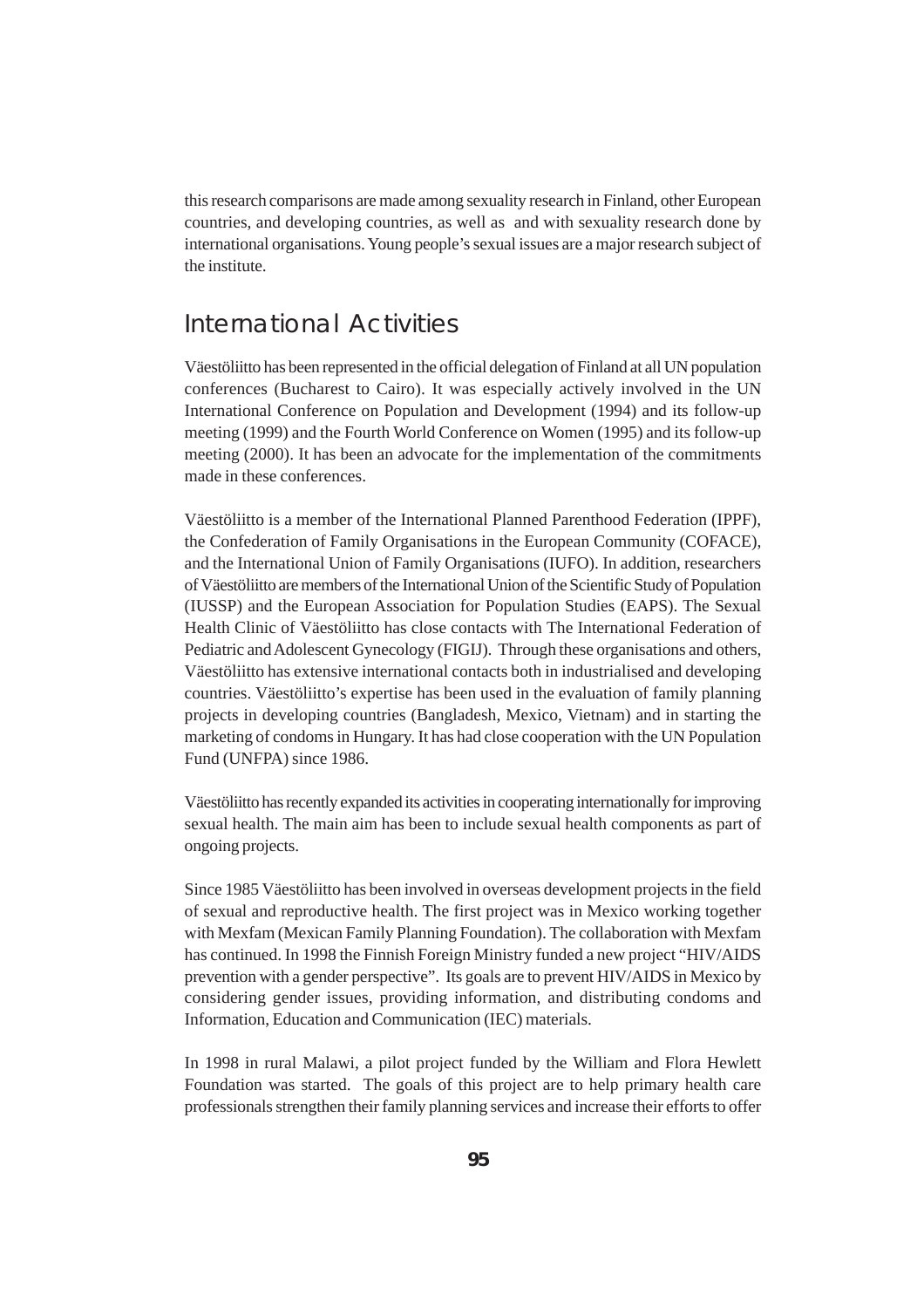this research comparisons are made among sexuality research in Finland, other European countries, and developing countries, as well as and with sexuality research done by international organisations. Young people's sexual issues are a major research subject of the institute.

## International Activities

Väestöliitto has been represented in the official delegation of Finland at all UN population conferences (Bucharest to Cairo). It was especially actively involved in the UN International Conference on Population and Development (1994) and its follow-up meeting (1999) and the Fourth World Conference on Women (1995) and its follow-up meeting (2000). It has been an advocate for the implementation of the commitments made in these conferences.

Väestöliitto is a member of the International Planned Parenthood Federation (IPPF), the Confederation of Family Organisations in the European Community (COFACE), and the International Union of Family Organisations (IUFO). In addition, researchers of Väestöliitto are members of the International Union of the Scientific Study of Population (IUSSP) and the European Association for Population Studies (EAPS). The Sexual Health Clinic of Väestöliitto has close contacts with The International Federation of Pediatric and Adolescent Gynecology (FIGIJ). Through these organisations and others, Väestöliitto has extensive international contacts both in industrialised and developing countries. Väestöliitto's expertise has been used in the evaluation of family planning projects in developing countries (Bangladesh, Mexico, Vietnam) and in starting the marketing of condoms in Hungary. It has had close cooperation with the UN Population Fund (UNFPA) since 1986.

Väestöliitto has recently expanded its activities in cooperating internationally for improving sexual health. The main aim has been to include sexual health components as part of ongoing projects.

Since 1985 Väestöliitto has been involved in overseas development projects in the field of sexual and reproductive health. The first project was in Mexico working together with Mexfam (Mexican Family Planning Foundation). The collaboration with Mexfam has continued. In 1998 the Finnish Foreign Ministry funded a new project "HIV/AIDS prevention with a gender perspective". Its goals are to prevent HIV/AIDS in Mexico by considering gender issues, providing information, and distributing condoms and Information, Education and Communication (IEC) materials.

In 1998 in rural Malawi, a pilot project funded by the William and Flora Hewlett Foundation was started. The goals of this project are to help primary health care professionals strengthen their family planning services and increase their efforts to offer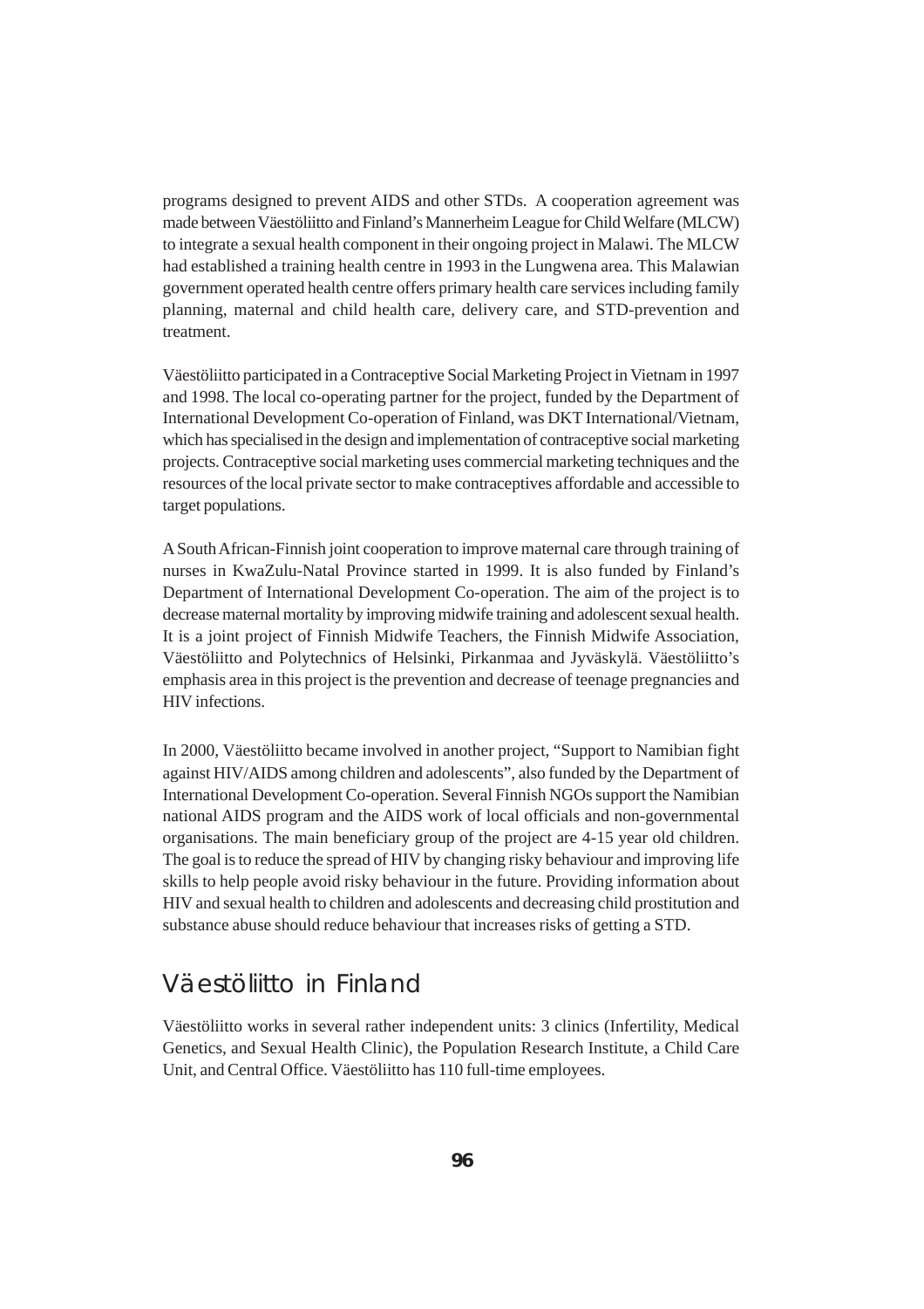programs designed to prevent AIDS and other STDs. A cooperation agreement was made between Väestöliitto and Finland's Mannerheim League for Child Welfare (MLCW) to integrate a sexual health component in their ongoing project in Malawi. The MLCW had established a training health centre in 1993 in the Lungwena area. This Malawian government operated health centre offers primary health care services including family planning, maternal and child health care, delivery care, and STD-prevention and treatment.

Väestöliitto participated in a Contraceptive Social Marketing Project in Vietnam in 1997 and 1998. The local co-operating partner for the project, funded by the Department of International Development Co-operation of Finland, was DKT International/Vietnam, which has specialised in the design and implementation of contraceptive social marketing projects. Contraceptive social marketing uses commercial marketing techniques and the resources of the local private sector to make contraceptives affordable and accessible to target populations.

A South African-Finnish joint cooperation to improve maternal care through training of nurses in KwaZulu-Natal Province started in 1999. It is also funded by Finland's Department of International Development Co-operation. The aim of the project is to decrease maternal mortality by improving midwife training and adolescent sexual health. It is a joint project of Finnish Midwife Teachers, the Finnish Midwife Association, Väestöliitto and Polytechnics of Helsinki, Pirkanmaa and Jyväskylä. Väestöliitto's emphasis area in this project is the prevention and decrease of teenage pregnancies and HIV infections.

In 2000, Väestöliitto became involved in another project, "Support to Namibian fight against HIV/AIDS among children and adolescents", also funded by the Department of International Development Co-operation. Several Finnish NGOs support the Namibian national AIDS program and the AIDS work of local officials and non-governmental organisations. The main beneficiary group of the project are 4-15 year old children. The goal is to reduce the spread of HIV by changing risky behaviour and improving life skills to help people avoid risky behaviour in the future. Providing information about HIV and sexual health to children and adolescents and decreasing child prostitution and substance abuse should reduce behaviour that increases risks of getting a STD.

## Väestöliitto in Finland

Väestöliitto works in several rather independent units: 3 clinics (Infertility, Medical Genetics, and Sexual Health Clinic), the Population Research Institute, a Child Care Unit, and Central Office. Väestöliitto has 110 full-time employees.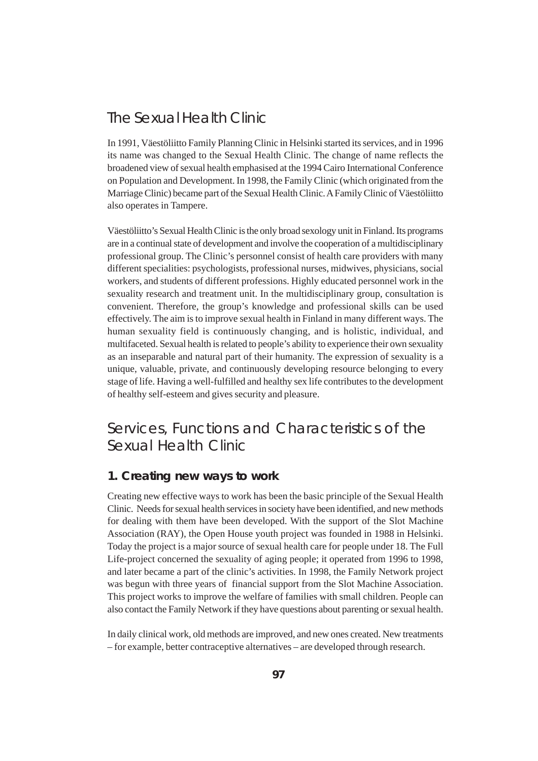## The Sexual Health Clinic

In 1991, Väestöliitto Family Planning Clinic in Helsinki started its services, and in 1996 its name was changed to the Sexual Health Clinic. The change of name reflects the broadened view of sexual health emphasised at the 1994 Cairo International Conference on Population and Development. In 1998, the Family Clinic (which originated from the Marriage Clinic) became part of the Sexual Health Clinic. A Family Clinic of Väestöliitto also operates in Tampere.

Väestöliitto's Sexual Health Clinic is the only broad sexology unit in Finland. Its programs are in a continual state of development and involve the cooperation of a multidisciplinary professional group. The Clinic's personnel consist of health care providers with many different specialities: psychologists, professional nurses, midwives, physicians, social workers, and students of different professions. Highly educated personnel work in the sexuality research and treatment unit. In the multidisciplinary group, consultation is convenient. Therefore, the group's knowledge and professional skills can be used effectively. The aim is to improve sexual health in Finland in many different ways. The human sexuality field is continuously changing, and is holistic, individual, and multifaceted. Sexual health is related to people's ability to experience their own sexuality as an inseparable and natural part of their humanity. The expression of sexuality is a unique, valuable, private, and continuously developing resource belonging to every stage of life. Having a well-fulfilled and healthy sex life contributes to the development of healthy self-esteem and gives security and pleasure.

## Services, Functions and Characteristics of the Sexual Health Clinic

### 1. Creating new ways to work

Creating new effective ways to work has been the basic principle of the Sexual Health Clinic. Needs for sexual health services in society have been identified, and new methods for dealing with them have been developed. With the support of the Slot Machine Association (RAY), the Open House youth project was founded in 1988 in Helsinki. Today the project is a major source of sexual health care for people under 18. The Full Life-project concerned the sexuality of aging people; it operated from 1996 to 1998, and later became a part of the clinic's activities. In 1998, the Family Network project was begun with three years of financial support from the Slot Machine Association. This project works to improve the welfare of families with small children. People can also contact the Family Network if they have questions about parenting or sexual health.

In daily clinical work, old methods are improved, and new ones created. New treatments – for example, better contraceptive alternatives – are developed through research.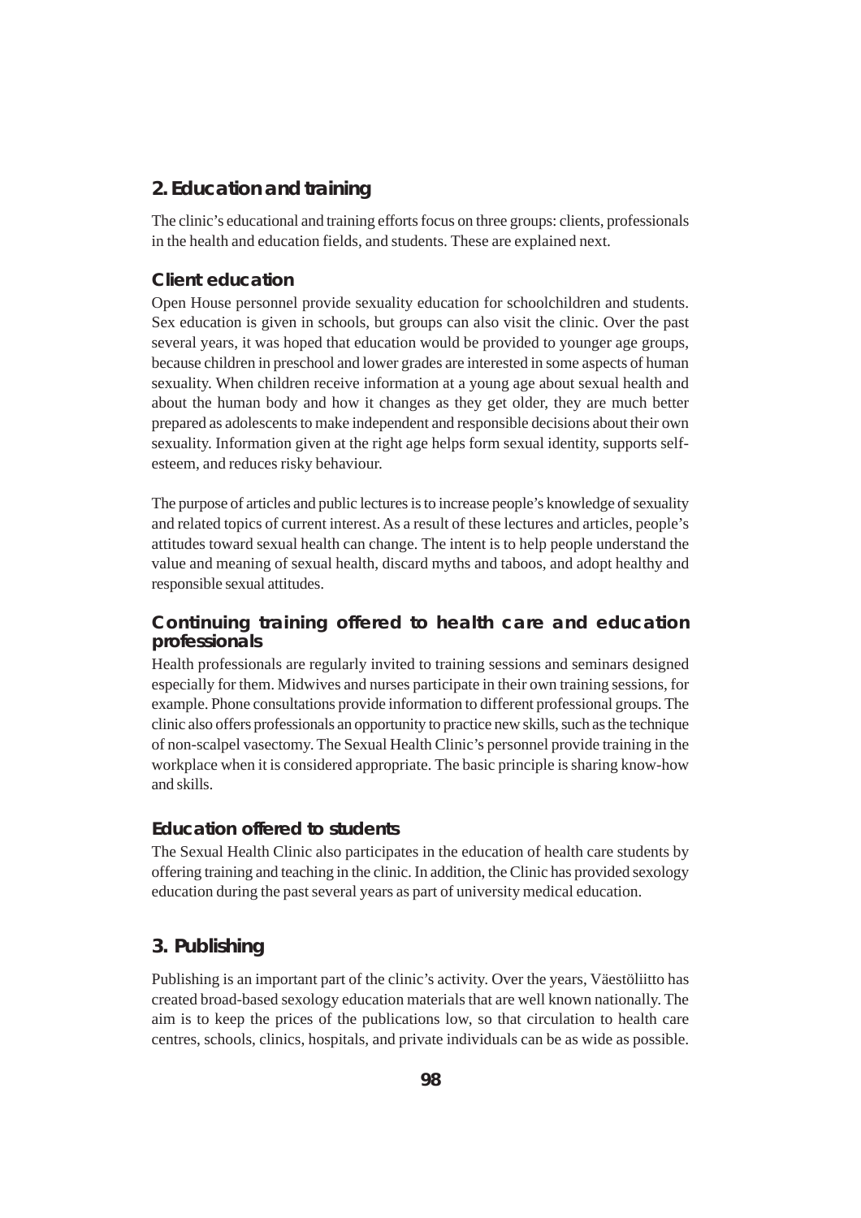## 2. Education and training

The clinic's educational and training efforts focus on three groups: clients, professionals in the health and education fields, and students. These are explained next.

### Client education

Open House personnel provide sexuality education for schoolchildren and students. Sex education is given in schools, but groups can also visit the clinic. Over the past several years, it was hoped that education would be provided to younger age groups, because children in preschool and lower grades are interested in some aspects of human sexuality. When children receive information at a young age about sexual health and about the human body and how it changes as they get older, they are much better prepared as adolescents to make independent and responsible decisions about their own sexuality. Information given at the right age helps form sexual identity, supports self-esteem, and reduces risky behaviour.

The purpose of articles and public lectures is to increase people's knowledge of sexuality and related topics of current interest. As a result of these lectures and articles, people's attitudes toward sexual health can change. The intent is to help people understand the value and meaning of sexual health, discard myths and taboos, and adopt healthy and responsible sexual attitudes.

### Continuing training offered to health care and education professionals

Health professionals are regularly invited to training sessions and seminars designed especially for them. Midwives and nurses participate in their own training sessions, for example. Phone consultations provide information to different professional groups. The clinic also offers professionals an opportunity to practice new skills, such as the technique of non-scalpel vasectomy. The Sexual Health Clinic's personnel provide training in the workplace when it is considered appropriate. The basic principle is sharing know-how and skills.

### Education offered to students

The Sexual Health Clinic also participates in the education of health care students by offering training and teaching in the clinic. In addition, the Clinic has provided sexology education during the past several years as part of university medical education.

## 3. Publishing

Publishing is an important part of the clinic's activity. Over the years, Väestöliitto has created broad-based sexology education materials that are well known nationally. The aim is to keep the prices of the publications low, so that circulation to health care centres, schools, clinics, hospitals, and private individuals can be as wide as possible.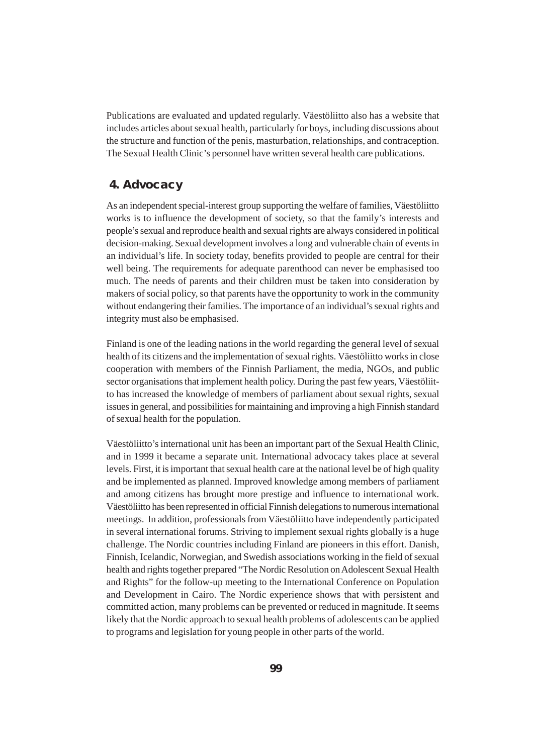Publications are evaluated and updated regularly. Väestöliitto also has a website that includes articles about sexual health, particularly for boys, including discussions about the structure and function of the penis, masturbation, relationships, and contraception. The Sexual Health Clinic's personnel have written several health care publications.

## 4. Advocacy

As an independent special-interest group supporting the welfare of families, Väestöliitto works is to influence the development of society, so that the family's interests and people's sexual and reproduce health and sexual rights are always considered in political decision-making. Sexual development involves a long and vulnerable chain of events in an individual's life. In society today, benefits provided to people are central for their well being. The requirements for adequate parenthood can never be emphasised too much. The needs of parents and their children must be taken into consideration by makers of social policy, so that parents have the opportunity to work in the community without endangering their families. The importance of an individual's sexual rights and integrity must also be emphasised.

Finland is one of the leading nations in the world regarding the general level of sexual health of its citizens and the implementation of sexual rights. Väestöliitto works in close cooperation with members of the Finnish Parliament, the media, NGOs, and public sector organisations that implement health policy. During the past few years, Väestöliitto has increased the knowledge of members of parliament about sexual rights, sexual issues in general, and possibilities for maintaining and improving a high Finnish standard of sexual health for the population.

Väestöliitto's international unit has been an important part of the Sexual Health Clinic, and in 1999 it became a separate unit. International advocacy takes place at several levels. First, it is important that sexual health care at the national level be of high quality and be implemented as planned. Improved knowledge among members of parliament and among citizens has brought more prestige and influence to international work. Väestöliitto has been represented in official Finnish delegations to numerous international meetings. In addition, professionals from Väestöliitto have independently participated in several international forums. Striving to implement sexual rights globally is a huge challenge. The Nordic countries including Finland are pioneers in this effort. Danish, Finnish, Icelandic, Norwegian, and Swedish associations working in the field of sexual health and rights together prepared "The Nordic Resolution on Adolescent Sexual Health and Rights" for the follow-up meeting to the International Conference on Population and Development in Cairo. The Nordic experience shows that with persistent and committed action, many problems can be prevented or reduced in magnitude. It seems likely that the Nordic approach to sexual health problems of adolescents can be applied to programs and legislation for young people in other parts of the world.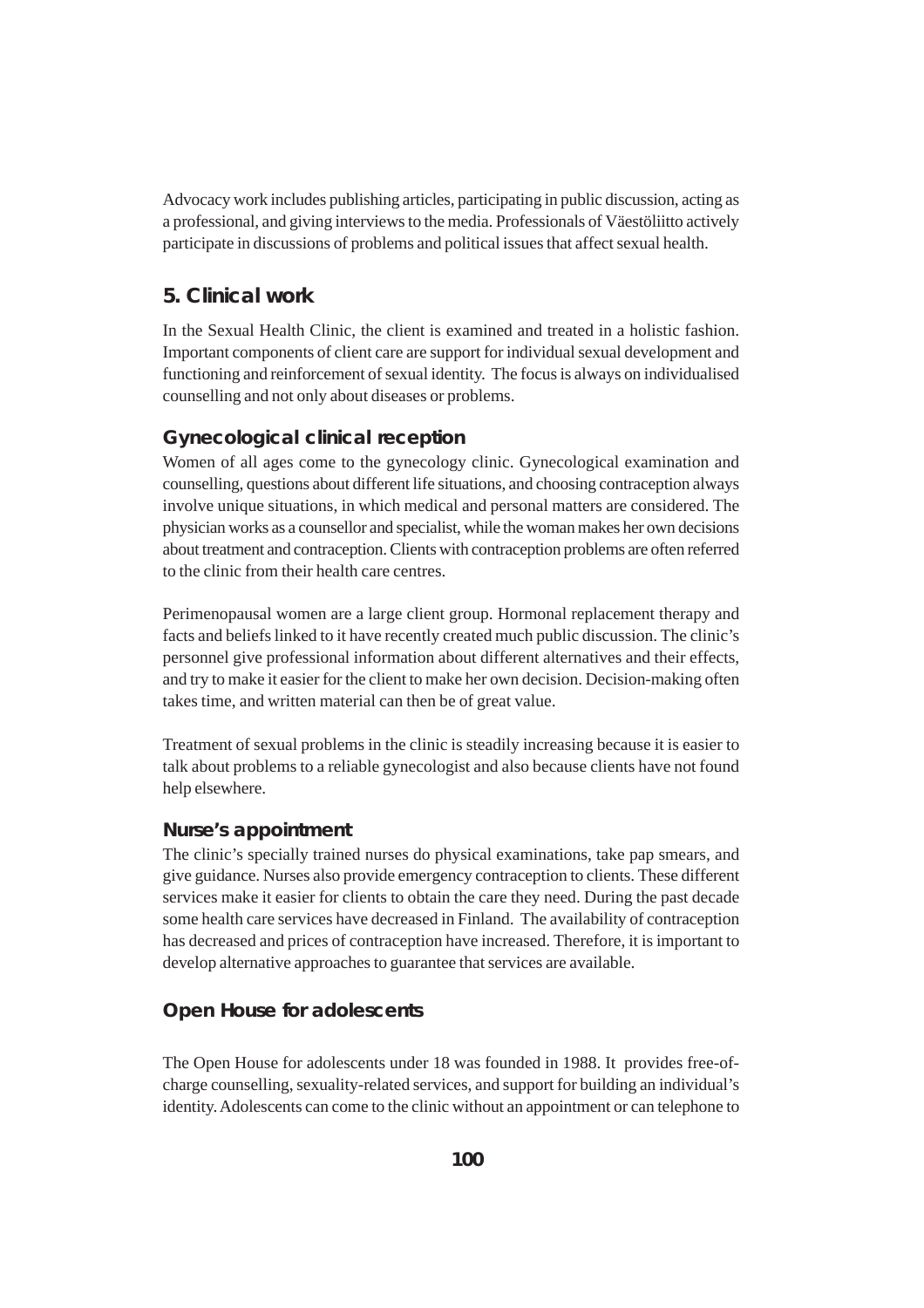Advocacy work includes publishing articles, participating in public discussion, acting as a professional, and giving interviews to the media. Professionals of Väestöliitto actively participate in discussions of problems and political issues that affect sexual health.

## 5. Clinical work

In the Sexual Health Clinic, the client is examined and treated in a holistic fashion. Important components of client care are support for individual sexual development and functioning and reinforcement of sexual identity. The focus is always on individualised counselling and not only about diseases or problems.

### Gynecological clinical reception

Women of all ages come to the gynecology clinic. Gynecological examination and counselling, questions about different life situations, and choosing contraception always involve unique situations, in which medical and personal matters are considered. The physician works as a counsellor and specialist, while the woman makes her own decisions about treatment and contraception. Clients with contraception problems are often referred to the clinic from their health care centres.

Perimenopausal women are a large client group. Hormonal replacement therapy and facts and beliefs linked to it have recently created much public discussion. The clinic's personnel give professional information about different alternatives and their effects, and try to make it easier for the client to make her own decision. Decision-making often takes time, and written material can then be of great value.

Treatment of sexual problems in the clinic is steadily increasing because it is easier to talk about problems to a reliable gynecologist and also because clients have not found help elsewhere.

### Nurse's appointment

The clinic's specially trained nurses do physical examinations, take pap smears, and give guidance. Nurses also provide emergency contraception to clients. These different services make it easier for clients to obtain the care they need. During the past decade some health care services have decreased in Finland. The availability of contraception has decreased and prices of contraception have increased. Therefore, it is important to develop alternative approaches to guarantee that services are available.

### Open House for adolescents

The Open House for adolescents under 18 was founded in 1988. It provides free-of-charge counselling, sexuality-related services, and support for building an individual's identity. Adolescents can come to the clinic without an appointment or can telephone to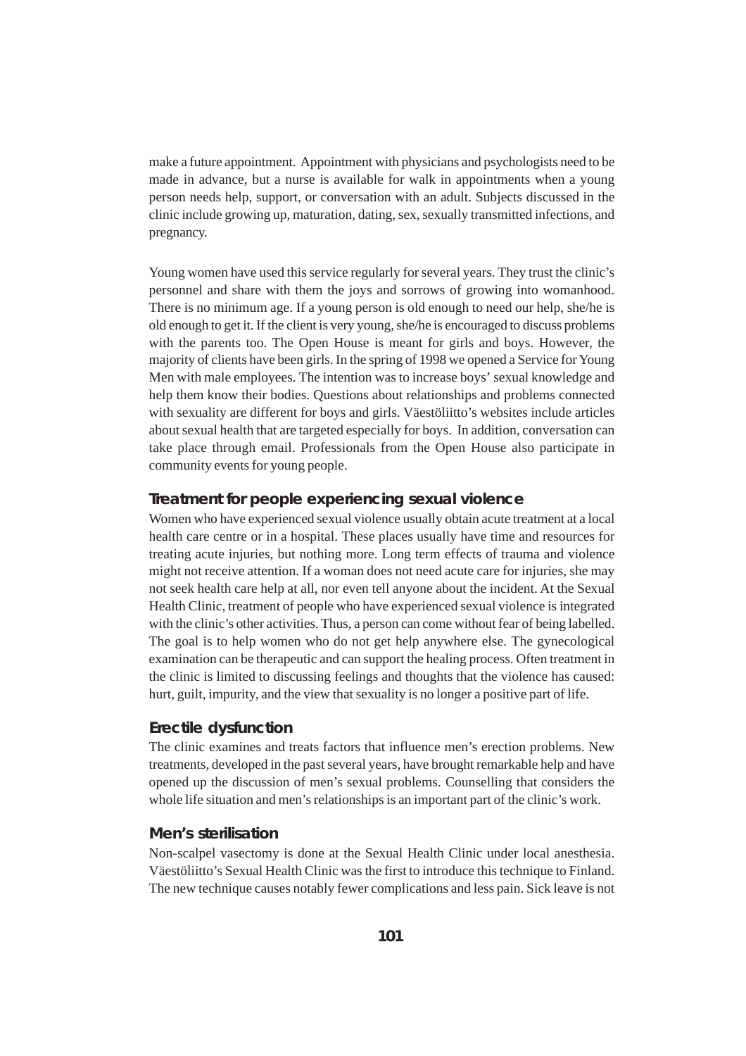make a future appointment. Appointment with physicians and psychologists need to be made in advance, but a nurse is available for walk in appointments when a young person needs help, support, or conversation with an adult. Subjects discussed in the clinic include growing up, maturation, dating, sex, sexually transmitted infections, and pregnancy.

Young women have used this service regularly for several years. They trust the clinic's personnel and share with them the joys and sorrows of growing into womanhood. There is no minimum age. If a young person is old enough to need our help, she/he is old enough to get it. If the client is very young, she/he is encouraged to discuss problems with the parents too. The Open House is meant for girls and boys. However, the majority of clients have been girls. In the spring of 1998 we opened a Service for Young Men with male employees. The intention was to increase boys' sexual knowledge and help them know their bodies. Questions about relationships and problems connected with sexuality are different for boys and girls. Väestöliitto's websites include articles about sexual health that are targeted especially for boys. In addition, conversation can take place through email. Professionals from the Open House also participate in community events for young people.

### Treatment for people experiencing sexual violence

Women who have experienced sexual violence usually obtain acute treatment at a local health care centre or in a hospital. These places usually have time and resources for treating acute injuries, but nothing more. Long term effects of trauma and violence might not receive attention. If a woman does not need acute care for injuries, she may not seek health care help at all, nor even tell anyone about the incident. At the Sexual Health Clinic, treatment of people who have experienced sexual violence is integrated with the clinic's other activities. Thus, a person can come without fear of being labelled. The goal is to help women who do not get help anywhere else. The gynecological examination can be therapeutic and can support the healing process. Often treatment in the clinic is limited to discussing feelings and thoughts that the violence has caused: hurt, guilt, impurity, and the view that sexuality is no longer a positive part of life.

### Erectile dysfunction

The clinic examines and treats factors that influence men's erection problems. New treatments, developed in the past several years, have brought remarkable help and have opened up the discussion of men's sexual problems. Counselling that considers the whole life situation and men's relationships is an important part of the clinic's work.

### Men's sterilisation

Non-scalpel vasectomy is done at the Sexual Health Clinic under local anesthesia. Väestöliitto's Sexual Health Clinic was the first to introduce this technique to Finland. The new technique causes notably fewer complications and less pain. Sick leave is not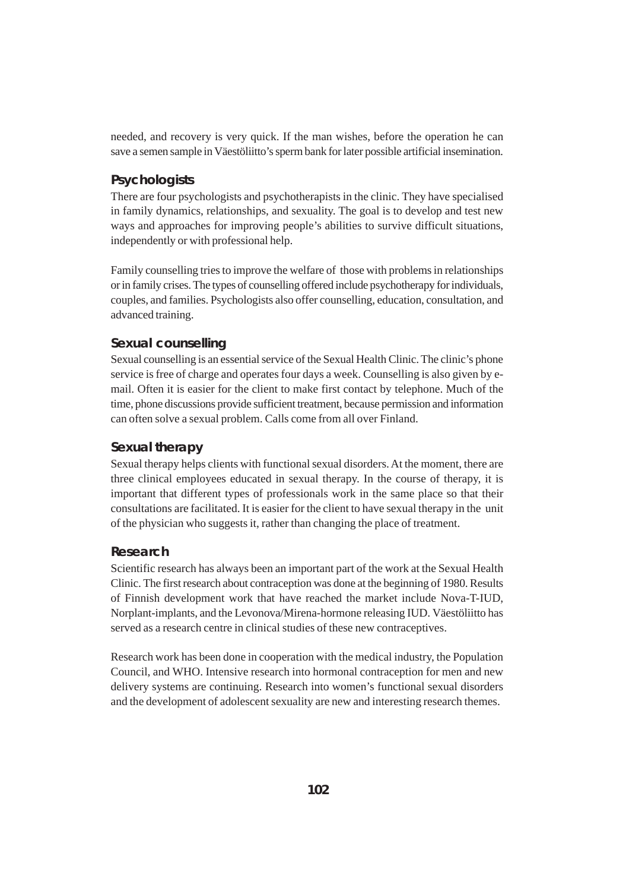needed, and recovery is very quick. If the man wishes, before the operation he can save a semen sample in Väestöliitto's sperm bank for later possible artificial insemination.

### Psychologists

There are four psychologists and psychotherapists in the clinic. They have specialised in family dynamics, relationships, and sexuality. The goal is to develop and test new ways and approaches for improving people's abilities to survive difficult situations, independently or with professional help.

Family counselling tries to improve the welfare of those with problems in relationships or in family crises. The types of counselling offered include psychotherapy for individuals, couples, and families. Psychologists also offer counselling, education, consultation, and advanced training.

### Sexual counselling

Sexual counselling is an essential service of the Sexual Health Clinic. The clinic's phone service is free of charge and operates four days a week. Counselling is also given by e-mail. Often it is easier for the client to make first contact by telephone. Much of the time, phone discussions provide sufficient treatment, because permission and information can often solve a sexual problem. Calls come from all over Finland.

### Sexual therapy

Sexual therapy helps clients with functional sexual disorders. At the moment, there are three clinical employees educated in sexual therapy. In the course of therapy, it is important that different types of professionals work in the same place so that their consultations are facilitated. It is easier for the client to have sexual therapy in the unit of the physician who suggests it, rather than changing the place of treatment.

### Research

Scientific research has always been an important part of the work at the Sexual Health Clinic. The first research about contraception was done at the beginning of 1980. Results of Finnish development work that have reached the market include Nova-T-IUD, Norplant-implants, and the Levonova/Mirena-hormone releasing IUD. Väestöliitto has served as a research centre in clinical studies of these new contraceptives.

Research work has been done in cooperation with the medical industry, the Population Council, and WHO. Intensive research into hormonal contraception for men and new delivery systems are continuing. Research into women's functional sexual disorders and the development of adolescent sexuality are new and interesting research themes.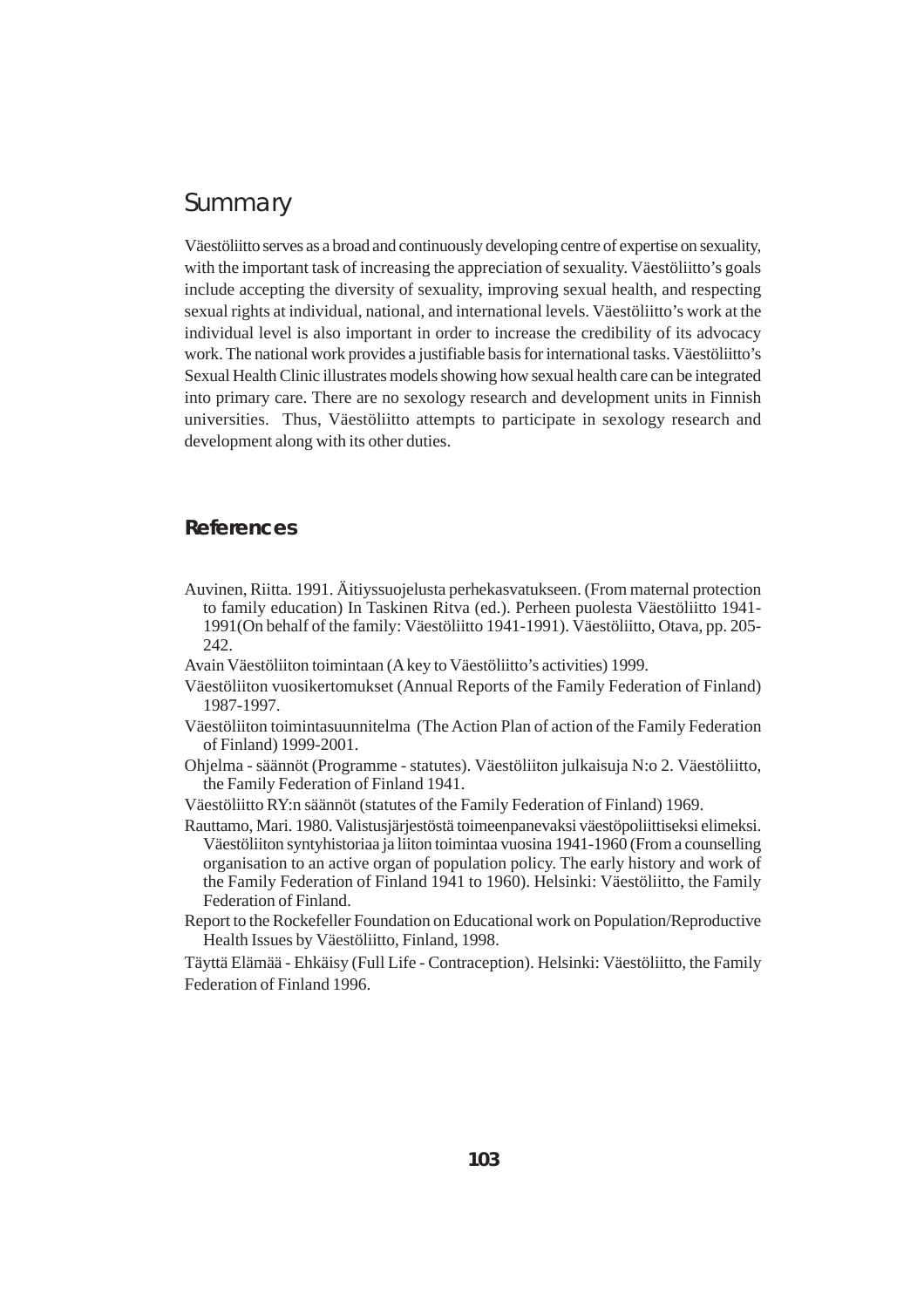## Summary

Väestöliitto serves as a broad and continuously developing centre of expertise on sexuality, with the important task of increasing the appreciation of sexuality. Väestöliitto's goals include accepting the diversity of sexuality, improving sexual health, and respecting sexual rights at individual, national, and international levels. Väestöliitto's work at the individual level is also important in order to increase the credibility of its advocacy work. The national work provides a justifiable basis for international tasks. Väestöliitto's Sexual Health Clinic illustrates models showing how sexual health care can be integrated into primary care. There are no sexology research and development units in Finnish universities. Thus, Väestöliitto attempts to participate in sexology research and development along with its other duties.

### References

Auvinen, Riitta. 1991. Äitiyssuojelusta perhekasvatukseen. (From maternal protection to family education) In Taskinen Ritva (ed.). Perheen puolesta Väestöliitto 1941-1991(On behalf of the family: Väestöliitto 1941-1991). Väestöliitto, Otava, pp. 205-242.

Avain Väestöliiton toimintaan (A key to Väestöliitto's activities) 1999.

Väestöliiton vuosikertomukset (Annual Reports of the Family Federation of Finland) 1987-1997.

Väestöliiton toimintasuunnitelma (The Action Plan of action of the Family Federation of Finland) 1999-2001.

Ohjelma - säännöt (Programme - statutes). Väestöliiton julkaisuja N:o 2. Väestöliitto, the Family Federation of Finland 1941.

Väestöliitto RY:n säännöt (statutes of the Family Federation of Finland) 1969.

Rauttamo, Mari. 1980. Valistusjärjestöstä toimeenpanevaksi väestöpoliittiseksi elimeksi. Väestöliiton syntyhistoriaa ja liiton toimintaa vuosina 1941-1960 (From a counselling organisation to an active organ of population policy. The early history and work of the Family Federation of Finland 1941 to 1960). Helsinki: Väestöliitto, the Family Federation of Finland.

Report to the Rockefeller Foundation on Educational work on Population/Reproductive Health Issues by Väestöliitto, Finland, 1998.

Täyttä Elämää - Ehkäisy (Full Life - Contraception). Helsinki: Väestöliitto, the Family Federation of Finland 1996.